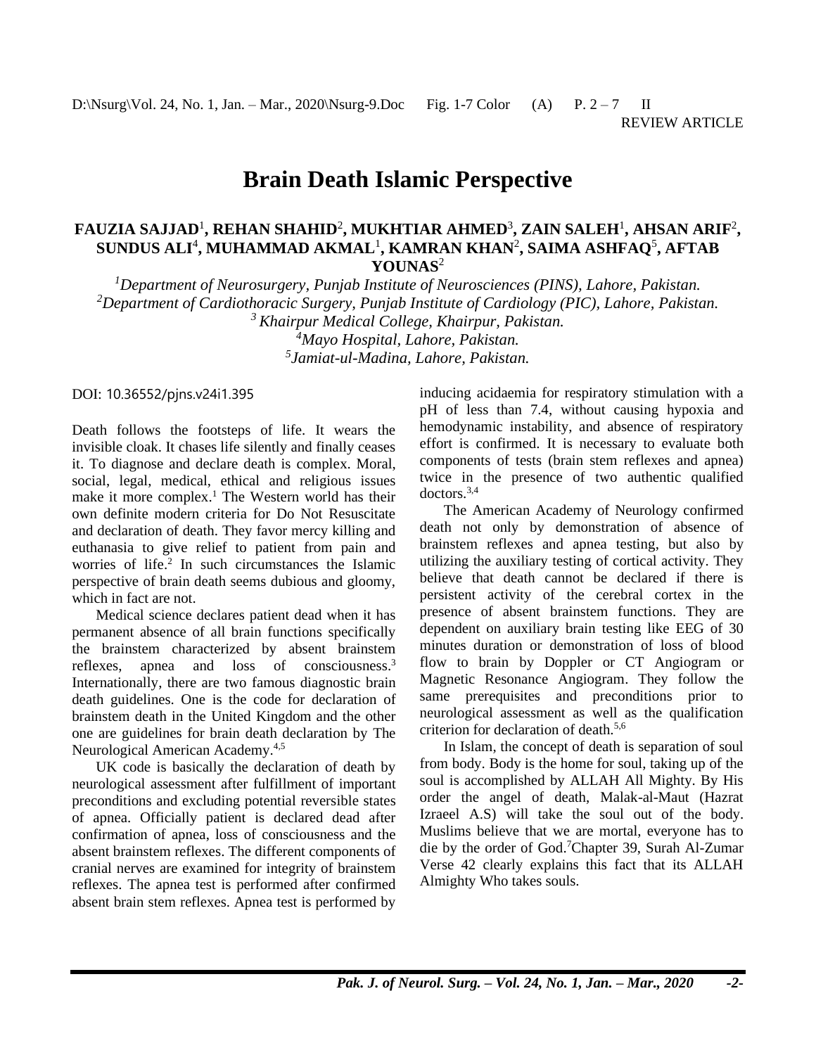REVIEW ARTICLE

# Brain Death Islamic Perspective

**FAUZIA SAJJAD[1], REHAN SHAHID[2], MUKHTIAR AHMED[3], ZAIN SALEH[1], AHSAN ARIF[2], SUNDUS ALI[4], MUHAMMAD AKMAL[1], KAMRAN KHAN[2], SAIMA ASHFAQ[5], AFTAB YOUNAS[2]**

*[1]Department of Neurosurgery, Punjab Institute of Neurosciences (PINS), Lahore, Pakistan.*
*[2]Department of Cardiothoracic Surgery, Punjab Institute of Cardiology (PIC), Lahore, Pakistan.*
*[3] Khairpur Medical College, Khairpur, Pakistan.*
*[4]Mayo Hospital, Lahore, Pakistan.*
*[5]Jamiat-ul-Madina, Lahore, Pakistan.*

DOI: 10.36552/pjns.v24i1.395

Death follows the footsteps of life. It wears the invisible cloak. It chases life silently and finally ceases it. To diagnose and declare death is complex. Moral, social, legal, medical, ethical and religious issues make it more complex.[1] The Western world has their own definite modern criteria for Do Not Resuscitate and declaration of death. They favor mercy killing and euthanasia to give relief to patient from pain and worries of life.[2] In such circumstances the Islamic perspective of brain death seems dubious and gloomy, which in fact are not.

Medical science declares patient dead when it has permanent absence of all brain functions specifically the brainstem characterized by absent brainstem reflexes, apnea and loss of consciousness.[3] Internationally, there are two famous diagnostic brain death guidelines. One is the code for declaration of brainstem death in the United Kingdom and the other one are guidelines for brain death declaration by The Neurological American Academy.[4,5]

UK code is basically the declaration of death by neurological assessment after fulfillment of important preconditions and excluding potential reversible states of apnea. Officially patient is declared dead after confirmation of apnea, loss of consciousness and the absent brainstem reflexes. The different components of cranial nerves are examined for integrity of brainstem reflexes. The apnea test is performed after confirmed absent brain stem reflexes. Apnea test is performed by inducing acidaemia for respiratory stimulation with a pH of less than 7.4, without causing hypoxia and hemodynamic instability, and absence of respiratory effort is confirmed. It is necessary to evaluate both components of tests (brain stem reflexes and apnea) twice in the presence of two authentic qualified doctors.[3,4]

The American Academy of Neurology confirmed death not only by demonstration of absence of brainstem reflexes and apnea testing, but also by utilizing the auxiliary testing of cortical activity. They believe that death cannot be declared if there is persistent activity of the cerebral cortex in the presence of absent brainstem functions. They are dependent on auxiliary brain testing like EEG of 30 minutes duration or demonstration of loss of blood flow to brain by Doppler or CT Angiogram or Magnetic Resonance Angiogram. They follow the same prerequisites and preconditions prior to neurological assessment as well as the qualification criterion for declaration of death.[5,6]

In Islam, the concept of death is separation of soul from body. Body is the home for soul, taking up of the soul is accomplished by ALLAH All Mighty. By His order the angel of death, Malak-al-Maut (Hazrat Izraeel A.S) will take the soul out of the body. Muslims believe that we are mortal, everyone has to die by the order of God.[7]Chapter 39, Surah Al-Zumar Verse 42 clearly explains this fact that its ALLAH Almighty Who takes souls.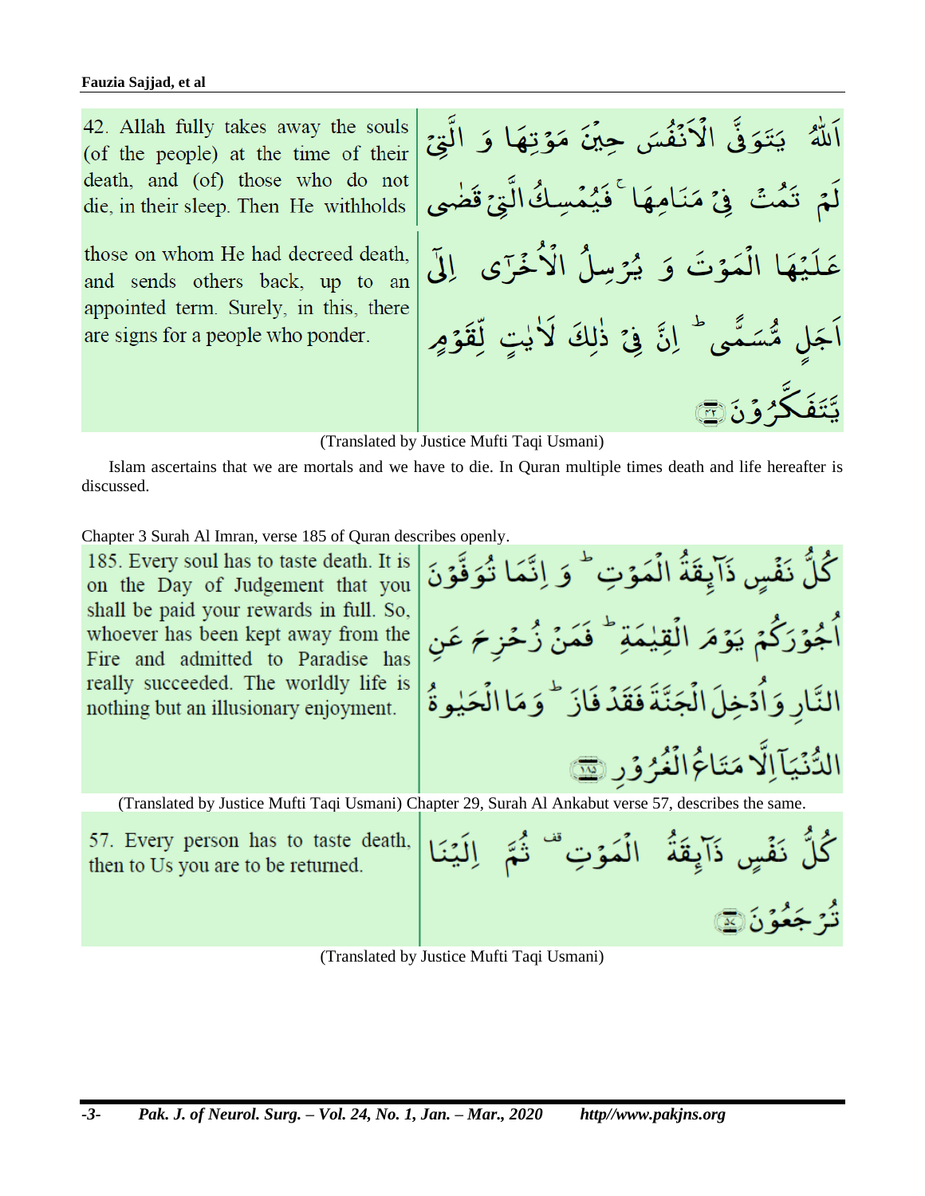| | |
|---|---|
| 42. Allah fully takes away the souls (of the people) at the time of their death, and (of) those who do not die, in their sleep. Then He withholds those on whom He had decreed death, and sends others back, up to an appointed term. Surely, in this, there are signs for a people who ponder. | اَللّٰهُ يَتَوَفَّى الْاَنْفُسَ حِيْنَ مَوْتِهَا وَ الَّتِيْ لَمْ تَمُتْ فِيْ مَنَامِهَا ۚ فَيُمْسِكُ الَّتِيْ قَضٰى عَلَيْهَا الْمَوْتَ وَ يُرْسِلُ الْاُخْرٰۤى اِلٰۤى اَجَلٍ مُّسَمًّى ؕ اِنَّ فِيْ ذٰلِكَ لَاٰيٰتٍ لِّقَوْمٍ يَّتَفَكَّرُوْنَ ۝٤٢ |

(Translated by Justice Mufti Taqi Usmani)

Islam ascertains that we are mortals and we have to die. In Quran multiple times death and life hereafter is discussed.

Chapter 3 Surah Al Imran, verse 185 of Quran describes openly.

| | |
|---|---|
| 185. Every soul has to taste death. It is on the Day of Judgement that you shall be paid your rewards in full. So, whoever has been kept away from the Fire and admitted to Paradise has really succeeded. The worldly life is nothing but an illusionary enjoyment. | كُلُّ نَفْسٍ ذَآئِقَةُ الْمَوْتِ ؕ وَ اِنَّمَا تُوَفَّوْنَ اُجُوْرَكُمْ يَوْمَ الْقِيٰمَةِ ؕ فَمَنْ زُحْزِحَ عَنِ النَّارِ وَاُدْخِلَ الْجَنَّةَ فَقَدْ فَازَ ؕ وَمَا الْحَيٰوةُ الدُّنْيَآ اِلَّا مَتَاعُ الْغُرُوْرِ ۝١٨٥ |

(Translated by Justice Mufti Taqi Usmani) Chapter 29, Surah Al Ankabut verse 57, describes the same.

| | |
|---|---|
| 57. Every person has to taste death, then to Us you are to be returned. | كُلُّ نَفْسٍ ذَآئِقَةُ الْمَوْتِ ۫ ثُمَّ اِلَيْنَا تُرْجَعُوْنَ ۝٥٧ |

(Translated by Justice Mufti Taqi Usmani)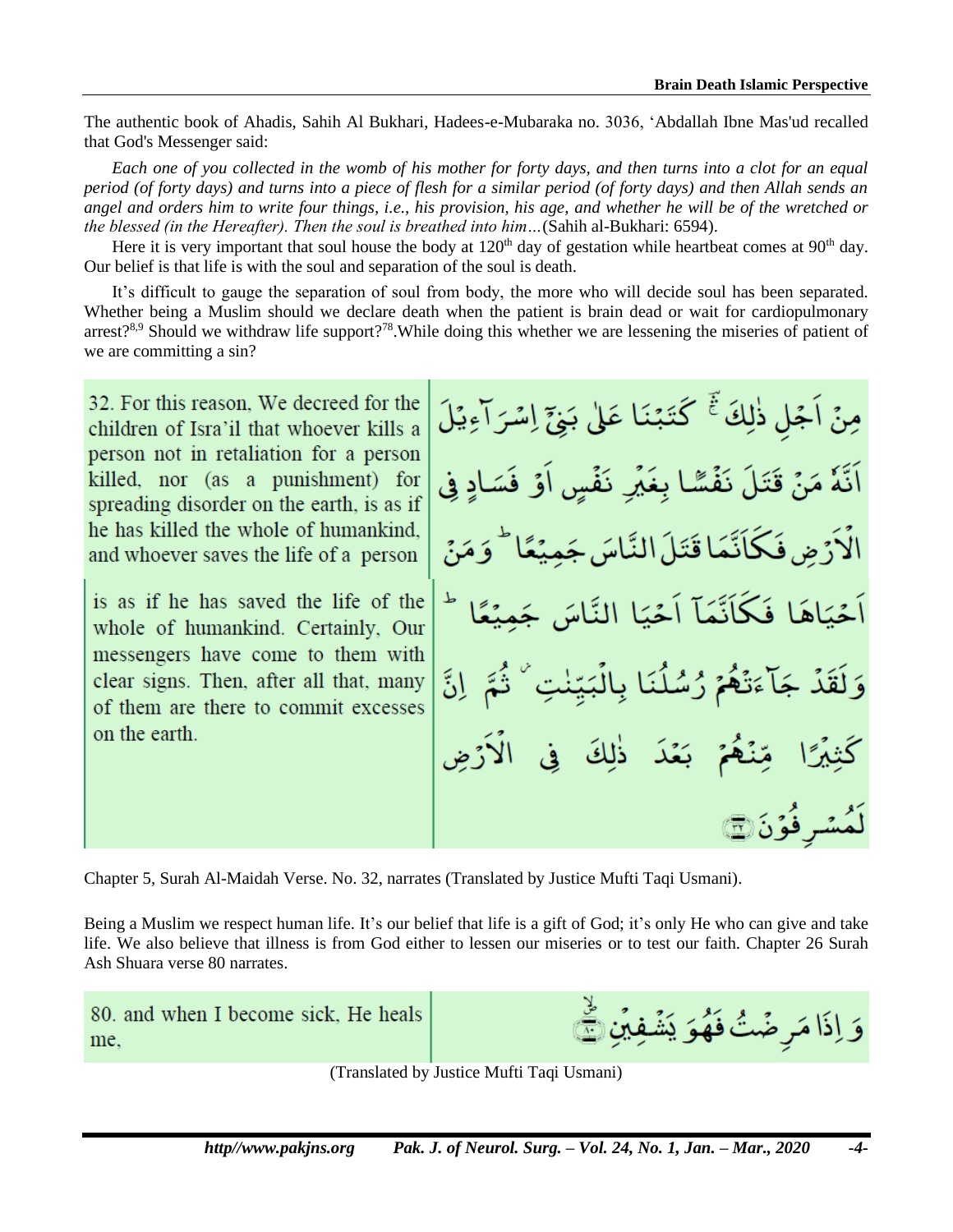The authentic book of Ahadis, Sahih Al Bukhari, Hadees-e-Mubaraka no. 3036, 'Abdallah Ibne Mas'ud recalled that God's Messenger said:

*Each one of you collected in the womb of his mother for forty days, and then turns into a clot for an equal period (of forty days) and turns into a piece of flesh for a similar period (of forty days) and then Allah sends an angel and orders him to write four things, i.e., his provision, his age, and whether he will be of the wretched or the blessed (in the Hereafter). Then the soul is breathed into him…*(Sahih al-Bukhari: 6594).

Here it is very important that soul house the body at 120[th] day of gestation while heartbeat comes at 90[th] day. Our belief is that life is with the soul and separation of the soul is death.

It's difficult to gauge the separation of soul from body, the more who will decide soul has been separated. Whether being a Muslim should we declare death when the patient is brain dead or wait for cardiopulmonary arrest?[8,9] Should we withdraw life support?[78].While doing this whether we are lessening the miseries of patient of we are committing a sin?

| | |
|---|---|
| 32. For this reason, We decreed for the children of Isra'il that whoever kills a person not in retaliation for a person killed, nor (as a punishment) for spreading disorder on the earth, is as if he has killed the whole of humankind, and whoever saves the life of a person | مِنْ اَجْلِ ذٰلِكَ ۚ كَتَبْنَا عَلٰى بَنِيْٓ اِسْرَآءِيْلَ اَنَّهٗ مَنْ قَتَلَ نَفْسًا بِغَيْرِ نَفْسٍ اَوْ فَسَادٍ فِى الْاَرْضِ فَكَاَنَّمَا قَتَلَ النَّاسَ جَمِيْعًا ؕ وَمَنْ |
| is as if he has saved the life of the whole of humankind. Certainly, Our messengers have come to them with clear signs. Then, after all that, many of them are there to commit excesses on the earth. | اَحْيَاهَا فَكَاَنَّمَآ اَحْيَا النَّاسَ جَمِيْعًا ؕ وَلَقَدْ جَآءَتْهُمْ رُسُلُنَا بِالْبَيِّنٰتِ ۫ ثُمَّ اِنَّ كَثِيْرًا مِّنْهُمْ بَعْدَ ذٰلِكَ فِى الْاَرْضِ لَمُسْرِفُوْنَ ﴿٣٢﴾ |

Chapter 5, Surah Al-Maidah Verse. No. 32, narrates (Translated by Justice Mufti Taqi Usmani).

Being a Muslim we respect human life. It's our belief that life is a gift of God; it's only He who can give and take life. We also believe that illness is from God either to lessen our miseries or to test our faith. Chapter 26 Surah Ash Shuara verse 80 narrates.

| | |
|---|---|
| 80. and when I become sick, He heals me, | وَاِذَا مَرِضْتُ فَهُوَ يَشْفِيْنِ ﴿٨٠﴾ |

(Translated by Justice Mufti Taqi Usmani)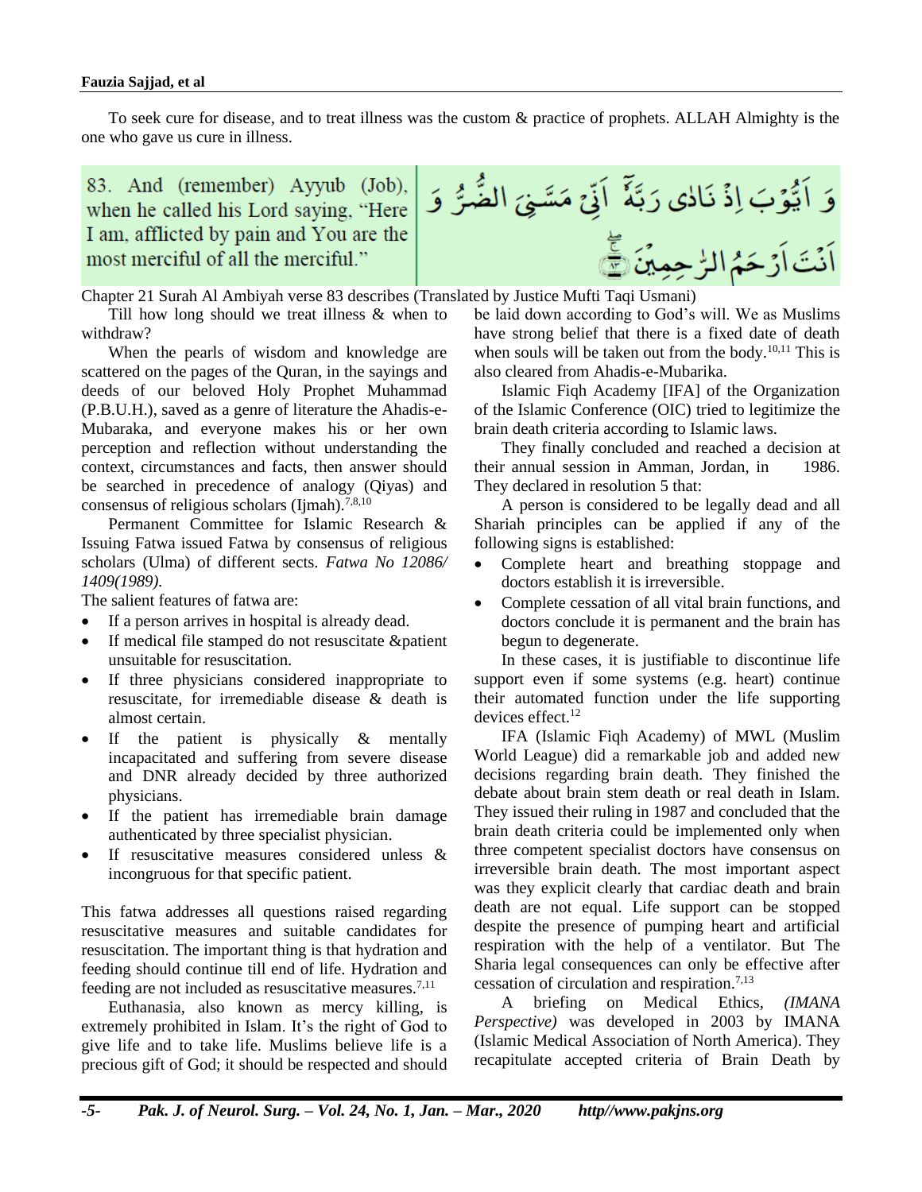To seek cure for disease, and to treat illness was the custom & practice of prophets. ALLAH Almighty is the one who gave us cure in illness.

| 83. And (remember) Ayyub (Job), when he called his Lord saying, "Here I am, afflicted by pain and You are the most merciful of all the merciful." | وَ اَيُّوۡبَ اِذۡ نَادٰى رَبَّهٗۤ اَنِّىۡ مَسَّنِىَ الضُّرُّ وَ اَنۡتَ اَرۡحَمُ الرّٰحِمِيۡنَ |
|---|---|

Chapter 21 Surah Al Ambiyah verse 83 describes (Translated by Justice Mufti Taqi Usmani)

Till how long should we treat illness & when to withdraw?

When the pearls of wisdom and knowledge are scattered on the pages of the Quran, in the sayings and deeds of our beloved Holy Prophet Muhammad (P.B.U.H.), saved as a genre of literature the Ahadis-e-Mubaraka, and everyone makes his or her own perception and reflection without understanding the context, circumstances and facts, then answer should be searched in precedence of analogy (Qiyas) and consensus of religious scholars (Ijmah).[7,8,10]

Permanent Committee for Islamic Research & Issuing Fatwa issued Fatwa by consensus of religious scholars (Ulma) of different sects. *Fatwa No 12086/ 1409(1989).*

The salient features of fatwa are:

- If a person arrives in hospital is already dead.
- If medical file stamped do not resuscitate &patient unsuitable for resuscitation.
- If three physicians considered inappropriate to resuscitate, for irremediable disease & death is almost certain.
- If the patient is physically & mentally incapacitated and suffering from severe disease and DNR already decided by three authorized physicians.
- If the patient has irremediable brain damage authenticated by three specialist physician.
- If resuscitative measures considered unless & incongruous for that specific patient.

This fatwa addresses all questions raised regarding resuscitative measures and suitable candidates for resuscitation. The important thing is that hydration and feeding should continue till end of life. Hydration and feeding are not included as resuscitative measures.[7,11]

Euthanasia, also known as mercy killing, is extremely prohibited in Islam. It's the right of God to give life and to take life. Muslims believe life is a precious gift of God; it should be respected and should be laid down according to God's will. We as Muslims have strong belief that there is a fixed date of death when souls will be taken out from the body.[10,11] This is also cleared from Ahadis-e-Mubarika.

Islamic Fiqh Academy [IFA] of the Organization of the Islamic Conference (OIC) tried to legitimize the brain death criteria according to Islamic laws.

They finally concluded and reached a decision at their annual session in Amman, Jordan, in 1986. They declared in resolution 5 that:

A person is considered to be legally dead and all Shariah principles can be applied if any of the following signs is established:

- Complete heart and breathing stoppage and doctors establish it is irreversible.
- Complete cessation of all vital brain functions, and doctors conclude it is permanent and the brain has begun to degenerate.

In these cases, it is justifiable to discontinue life support even if some systems (e.g. heart) continue their automated function under the life supporting devices effect.[12]

IFA (Islamic Fiqh Academy) of MWL (Muslim World League) did a remarkable job and added new decisions regarding brain death. They finished the debate about brain stem death or real death in Islam. They issued their ruling in 1987 and concluded that the brain death criteria could be implemented only when three competent specialist doctors have consensus on irreversible brain death. The most important aspect was they explicit clearly that cardiac death and brain death are not equal. Life support can be stopped despite the presence of pumping heart and artificial respiration with the help of a ventilator. But The Sharia legal consequences can only be effective after cessation of circulation and respiration.[7,13]

A briefing on Medical Ethics, *(IMANA Perspective)* was developed in 2003 by IMANA (Islamic Medical Association of North America). They recapitulate accepted criteria of Brain Death by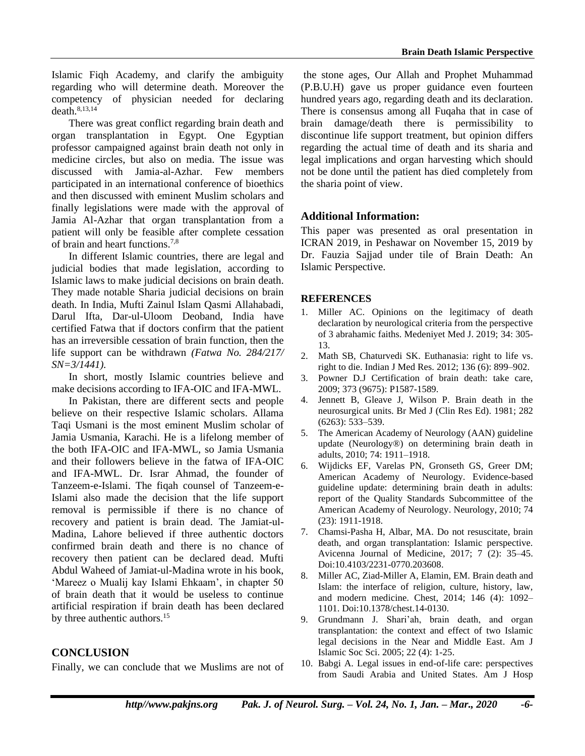Islamic Fiqh Academy, and clarify the ambiguity regarding who will determine death. Moreover the competency of physician needed for declaring death.[8,13,14]

There was great conflict regarding brain death and organ transplantation in Egypt. One Egyptian professor campaigned against brain death not only in medicine circles, but also on media. The issue was discussed with Jamia-al-Azhar. Few members participated in an international conference of bioethics and then discussed with eminent Muslim scholars and finally legislations were made with the approval of Jamia Al-Azhar that organ transplantation from a patient will only be feasible after complete cessation of brain and heart functions.[7,8]

In different Islamic countries, there are legal and judicial bodies that made legislation, according to Islamic laws to make judicial decisions on brain death. They made notable Sharia judicial decisions on brain death. In India, Mufti Zainul Islam Qasmi Allahabadi, Darul Ifta, Dar-ul-Uloom Deoband, India have certified Fatwa that if doctors confirm that the patient has an irreversible cessation of brain function, then the life support can be withdrawn *(Fatwa No. 284/217/ SN=3/1441)*.

In short, mostly Islamic countries believe and make decisions according to IFA-OIC and IFA-MWL.

In Pakistan, there are different sects and people believe on their respective Islamic scholars. Allama Taqi Usmani is the most eminent Muslim scholar of Jamia Usmania, Karachi. He is a lifelong member of the both IFA-OIC and IFA-MWL, so Jamia Usmania and their followers believe in the fatwa of IFA-OIC and IFA-MWL. Dr. Israr Ahmad, the founder of Tanzeem-e-Islami. The fiqah counsel of Tanzeem-e-Islami also made the decision that the life support removal is permissible if there is no chance of recovery and patient is brain dead. The Jamiat-ul-Madina, Lahore believed if three authentic doctors confirmed brain death and there is no chance of recovery then patient can be declared dead. Mufti Abdul Waheed of Jamiat-ul-Madina wrote in his book, 'Mareez o Mualij kay Islami Ehkaam', in chapter 50 of brain death that it would be useless to continue artificial respiration if brain death has been declared by three authentic authors.[15]

## CONCLUSION

Finally, we can conclude that we Muslims are not of the stone ages, Our Allah and Prophet Muhammad (P.B.U.H) gave us proper guidance even fourteen hundred years ago, regarding death and its declaration. There is consensus among all Fuqaha that in case of brain damage/death there is permissibility to discontinue life support treatment, but opinion differs regarding the actual time of death and its sharia and legal implications and organ harvesting which should not be done until the patient has died completely from the sharia point of view.

## Additional Information:

This paper was presented as oral presentation in ICRAN 2019, in Peshawar on November 15, 2019 by Dr. Fauzia Sajjad under tile of Brain Death: An Islamic Perspective.

## REFERENCES

1. Miller AC. Opinions on the legitimacy of death declaration by neurological criteria from the perspective of 3 abrahamic faiths. Medeniyet Med J. 2019; 34: 305-13.
2. Math SB, Chaturvedi SK. Euthanasia: right to life vs. right to die. Indian J Med Res. 2012; 136 (6): 899–902.
3. Powner D.J Certification of brain death: take care, 2009; 373 (9675): P1587-1589.
4. Jennett B, Gleave J, Wilson P. Brain death in the neurosurgical units. Br Med J (Clin Res Ed). 1981; 282 (6263): 533–539.
5. The American Academy of Neurology (AAN) guideline update (Neurology®) on determining brain death in adults, 2010; 74: 1911–1918.
6. Wijdicks EF, Varelas PN, Gronseth GS, Greer DM; American Academy of Neurology. Evidence-based guideline update: determining brain death in adults: report of the Quality Standards Subcommittee of the American Academy of Neurology. Neurology, 2010; 74 (23): 1911-1918.
7. Chamsi-Pasha H, Albar, MA. Do not resuscitate, brain death, and organ transplantation: Islamic perspective. Avicenna Journal of Medicine, 2017; 7 (2): 35–45. Doi:10.4103/2231-0770.203608.
8. Miller AC, Ziad-Miller A, Elamin, EM. Brain death and Islam: the interface of religion, culture, history, law, and modern medicine. Chest, 2014; 146 (4): 1092–1101. Doi:10.1378/chest.14-0130.
9. Grundmann J. Shari'ah, brain death, and organ transplantation: the context and effect of two Islamic legal decisions in the Near and Middle East. Am J Islamic Soc Sci. 2005; 22 (4): 1-25.
10. Babgi A. Legal issues in end-of-life care: perspectives from Saudi Arabia and United States. Am J Hosp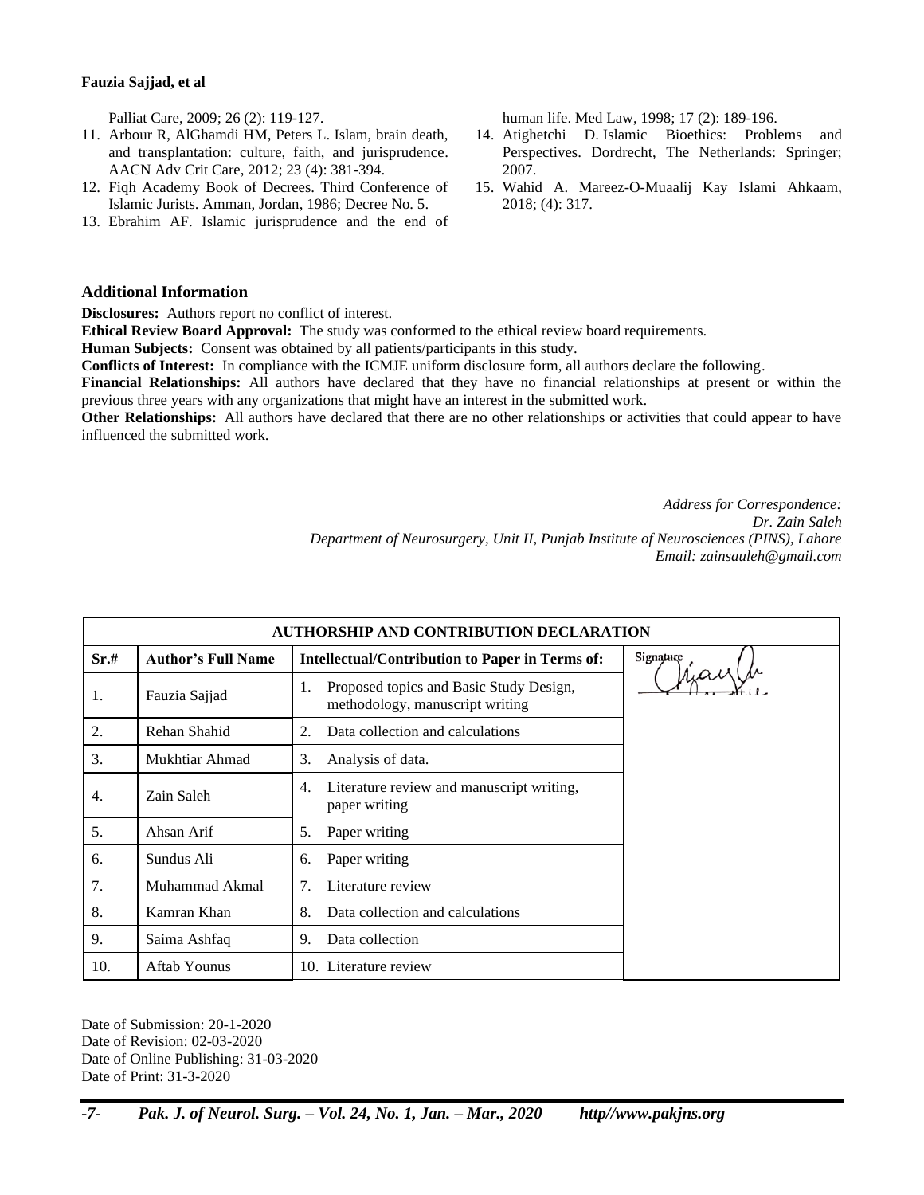Palliat Care, 2009; 26 (2): 119-127.

11. Arbour R, AlGhamdi HM, Peters L. Islam, brain death, and transplantation: culture, faith, and jurisprudence. AACN Adv Crit Care, 2012; 23 (4): 381-394.
12. Fiqh Academy Book of Decrees. Third Conference of Islamic Jurists. Amman, Jordan, 1986; Decree No. 5.
13. Ebrahim AF. Islamic jurisprudence and the end of human life. Med Law, 1998; 17 (2): 189-196.
14. Atighetchi D. Islamic Bioethics: Problems and Perspectives. Dordrecht, The Netherlands: Springer; 2007.
15. Wahid A. Mareez-O-Muaalij Kay Islami Ahkaam, 2018; (4): 317.

### Additional Information

**Disclosures:** Authors report no conflict of interest.

**Ethical Review Board Approval:** The study was conformed to the ethical review board requirements.

**Human Subjects:** Consent was obtained by all patients/participants in this study.

**Conflicts of Interest:** In compliance with the ICMJE uniform disclosure form, all authors declare the following.

**Financial Relationships:** All authors have declared that they have no financial relationships at present or within the previous three years with any organizations that might have an interest in the submitted work.

**Other Relationships:** All authors have declared that there are no other relationships or activities that could appear to have influenced the submitted work.

*Address for Correspondence:*
*Dr. Zain Saleh*
*Department of Neurosurgery, Unit II, Punjab Institute of Neurosciences (PINS), Lahore*
*Email: zainsauleh@gmail.com*

**AUTHORSHIP AND CONTRIBUTION DECLARATION**

| Sr.# | Author's Full Name | Intellectual/Contribution to Paper in Terms of: | Signature |
|---|---|---|---|
| 1. | Fauzia Sajjad | 1. Proposed topics and Basic Study Design, methodology, manuscript writing | |
| 2. | Rehan Shahid | 2. Data collection and calculations | |
| 3. | Mukhtiar Ahmad | 3. Analysis of data. | |
| 4. | Zain Saleh | 4. Literature review and manuscript writing, paper writing | |
| 5. | Ahsan Arif | 5. Paper writing | |
| 6. | Sundus Ali | 6. Paper writing | |
| 7. | Muhammad Akmal | 7. Literature review | |
| 8. | Kamran Khan | 8. Data collection and calculations | |
| 9. | Saima Ashfaq | 9. Data collection | |
| 10. | Aftab Younus | 10. Literature review | |

Date of Submission: 20-1-2020
Date of Revision: 02-03-2020
Date of Online Publishing: 31-03-2020
Date of Print: 31-3-2020